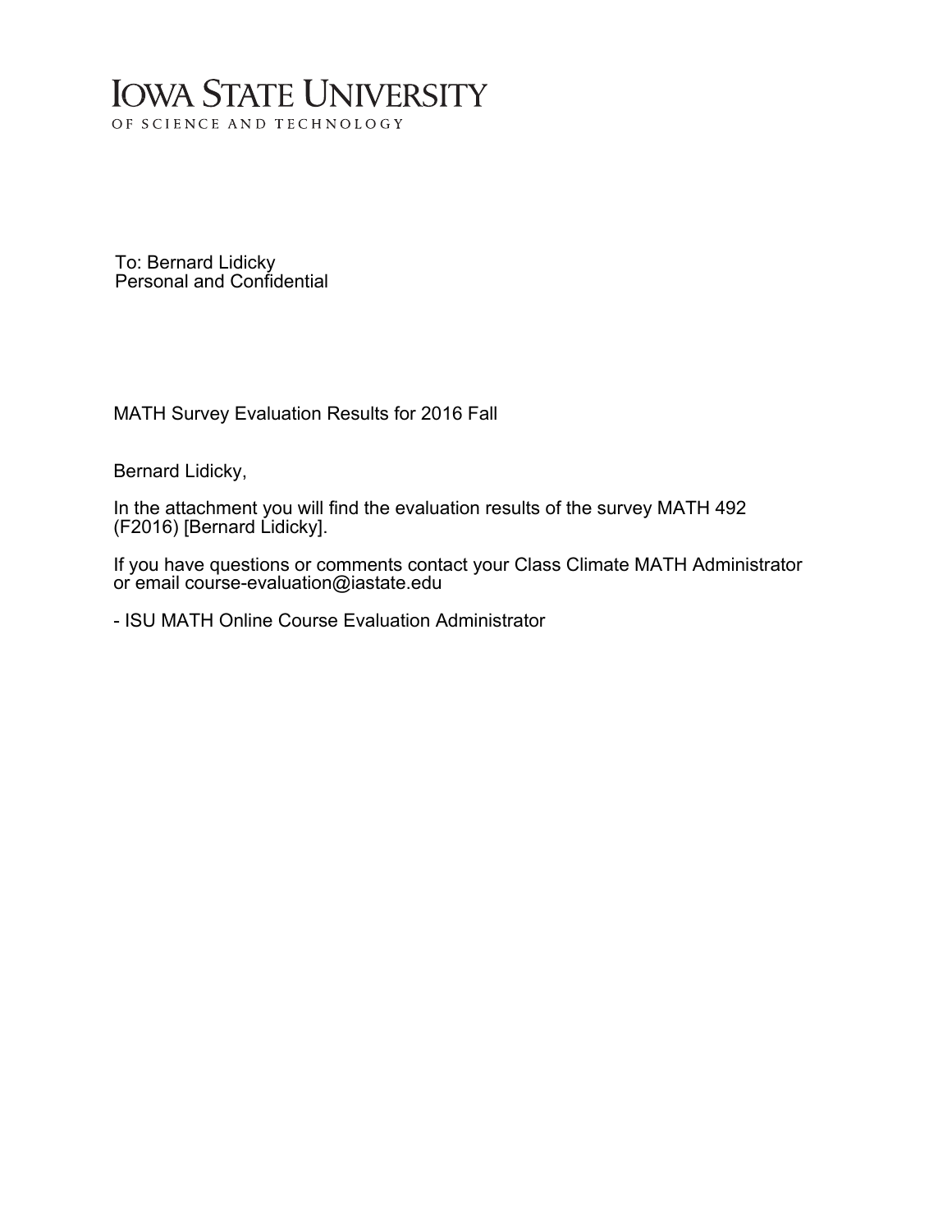# IOWA STATE UNIVERSITY

OF SCIENCE AND TECHNOLOGY

To: Bernard Lidicky
Personal and Confidential

MATH Survey Evaluation Results for 2016 Fall

Bernard Lidicky,

In the attachment you will find the evaluation results of the survey MATH 492 (F2016) [Bernard Lidicky].

If you have questions or comments contact your Class Climate MATH Administrator or email course-evaluation@iastate.edu

- ISU MATH Online Course Evaluation Administrator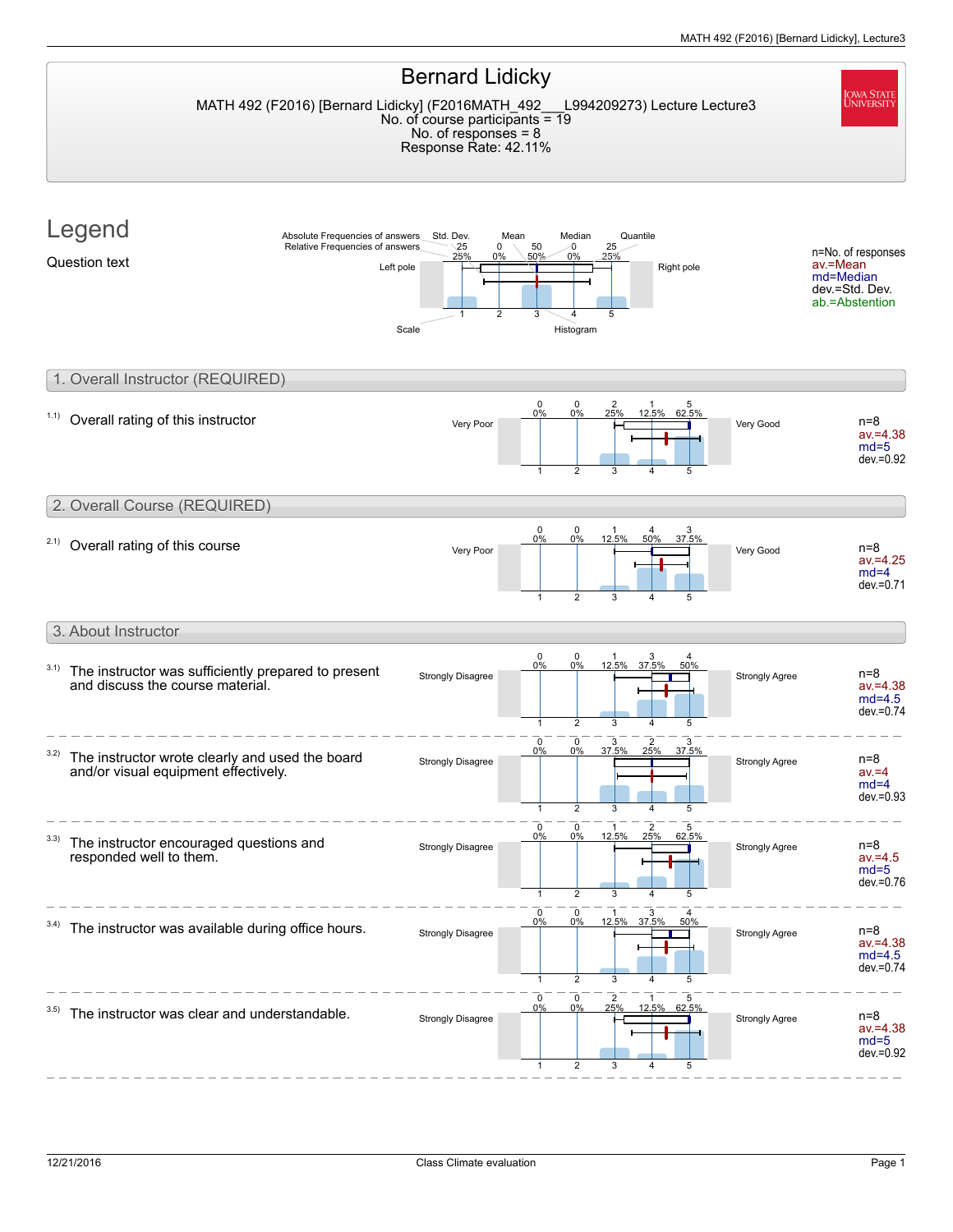# Bernard Lidicky

MATH 492 (F2016) [Bernard Lidicky] (F2016MATH_492___L994209273) Lecture Lecture3
No. of course participants = 19
No. of responses = 8
Response Rate: 42.11%

## Legend

Question text

Absolute Frequencies of answers, Relative Frequencies of answers, Std. Dev., Mean, Median, Quantile, Left pole, Right pole, Scale, Histogram

n=No. of responses
av.=Mean
md=Median
dev.=Std. Dev.
ab.=Abstention

## 1. Overall Instructor (REQUIRED)

1.1) Overall rating of this instructor

| Left pole | 1 | 2 | 3 | 4 | 5 | Right pole | Statistics |
|---|---|---|---|---|---|---|---|
| Very Poor | 0 (0%) | 0 (0%) | 2 (25%) | 1 (12.5%) | 5 (62.5%) | Very Good | n=8, av.=4.38, md=5, dev.=0.92 |

## 2. Overall Course (REQUIRED)

2.1) Overall rating of this course

| Left pole | 1 | 2 | 3 | 4 | 5 | Right pole | Statistics |
|---|---|---|---|---|---|---|---|
| Very Poor | 0 (0%) | 0 (0%) | 1 (12.5%) | 4 (50%) | 3 (37.5%) | Very Good | n=8, av.=4.25, md=4, dev.=0.71 |

## 3. About Instructor

| Question | Left pole | 1 | 2 | 3 | 4 | 5 | Right pole | Statistics |
|---|---|---|---|---|---|---|---|---|
| 3.1) The instructor was sufficiently prepared to present and discuss the course material. | Strongly Disagree | 0 (0%) | 0 (0%) | 1 (12.5%) | 3 (37.5%) | 4 (50%) | Strongly Agree | n=8, av.=4.38, md=4.5, dev.=0.74 |
| 3.2) The instructor wrote clearly and used the board and/or visual equipment effectively. | Strongly Disagree | 0 (0%) | 0 (0%) | 3 (37.5%) | 2 (25%) | 3 (37.5%) | Strongly Agree | n=8, av.=4, md=4, dev.=0.93 |
| 3.3) The instructor encouraged questions and responded well to them. | Strongly Disagree | 0 (0%) | 0 (0%) | 1 (12.5%) | 2 (25%) | 5 (62.5%) | Strongly Agree | n=8, av.=4.5, md=5, dev.=0.76 |
| 3.4) The instructor was available during office hours. | Strongly Disagree | 0 (0%) | 0 (0%) | 1 (12.5%) | 3 (37.5%) | 4 (50%) | Strongly Agree | n=8, av.=4.38, md=4.5, dev.=0.74 |
| 3.5) The instructor was clear and understandable. | Strongly Disagree | 0 (0%) | 0 (0%) | 2 (25%) | 1 (12.5%) | 5 (62.5%) | Strongly Agree | n=8, av.=4.38, md=5, dev.=0.92 |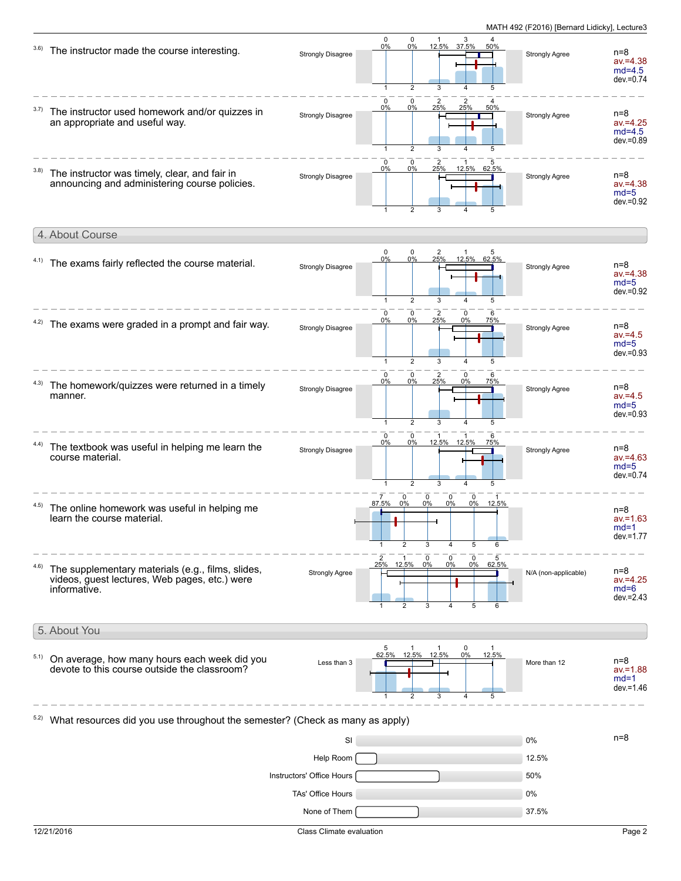3.6) The instructor made the course interesting.

| | 1 | 2 | 3 | 4 | 5 | |
|---|---|---|---|---|---|---|
| Strongly Disagree | 0 (0%) | 0 (0%) | 1 (12.5%) | 3 (37.5%) | 4 (50%) | Strongly Agree |

n=8, av.=4.38, md=4.5, dev.=0.74

3.7) The instructor used homework and/or quizzes in an appropriate and useful way.

| | 1 | 2 | 3 | 4 | 5 | |
|---|---|---|---|---|---|---|
| Strongly Disagree | 0 (0%) | 0 (0%) | 2 (25%) | 2 (25%) | 4 (50%) | Strongly Agree |

n=8, av.=4.25, md=4.5, dev.=0.89

3.8) The instructor was timely, clear, and fair in announcing and administering course policies.

| | 1 | 2 | 3 | 4 | 5 | |
|---|---|---|---|---|---|---|
| Strongly Disagree | 0 (0%) | 0 (0%) | 2 (25%) | 1 (12.5%) | 5 (62.5%) | Strongly Agree |

n=8, av.=4.38, md=5, dev.=0.92

## 4. About Course

4.1) The exams fairly reflected the course material.

| | 1 | 2 | 3 | 4 | 5 | |
|---|---|---|---|---|---|---|
| Strongly Disagree | 0 (0%) | 0 (0%) | 2 (25%) | 1 (12.5%) | 5 (62.5%) | Strongly Agree |

n=8, av.=4.38, md=5, dev.=0.92

4.2) The exams were graded in a prompt and fair way.

| | 1 | 2 | 3 | 4 | 5 | |
|---|---|---|---|---|---|---|
| Strongly Disagree | 0 (0%) | 0 (0%) | 2 (25%) | 0 (0%) | 6 (75%) | Strongly Agree |

n=8, av.=4.5, md=5, dev.=0.93

4.3) The homework/quizzes were returned in a timely manner.

| | 1 | 2 | 3 | 4 | 5 | |
|---|---|---|---|---|---|---|
| Strongly Disagree | 0 (0%) | 0 (0%) | 2 (25%) | 0 (0%) | 6 (75%) | Strongly Agree |

n=8, av.=4.5, md=5, dev.=0.93

4.4) The textbook was useful in helping me learn the course material.

| | 1 | 2 | 3 | 4 | 5 | |
|---|---|---|---|---|---|---|
| Strongly Disagree | 0 (0%) | 0 (0%) | 1 (12.5%) | 1 (12.5%) | 6 (75%) | Strongly Agree |

n=8, av.=4.63, md=5, dev.=0.74

4.5) The online homework was useful in helping me learn the course material.

| 1 | 2 | 3 | 4 | 5 | 6 |
|---|---|---|---|---|---|
| 7 (87.5%) | 0 (0%) | 0 (0%) | 0 (0%) | 0 (0%) | 1 (12.5%) |

n=8, av.=1.63, md=1, dev.=1.77

4.6) The supplementary materials (e.g., films, slides, videos, guest lectures, Web pages, etc.) were informative.

| | 1 | 2 | 3 | 4 | 5 | 6 | |
|---|---|---|---|---|---|---|---|
| Strongly Agree | 2 (25%) | 1 (12.5%) | 0 (0%) | 0 (0%) | 0 (0%) | 5 (62.5%) | N/A (non-applicable) |

n=8, av.=4.25, md=6, dev.=2.43

## 5. About You

5.1) On average, how many hours each week did you devote to this course outside the classroom?

| | 1 | 2 | 3 | 4 | 5 | |
|---|---|---|---|---|---|---|
| Less than 3 | 5 (62.5%) | 1 (12.5%) | 1 (12.5%) | 0 (0%) | 1 (12.5%) | More than 12 |

n=8, av.=1.88, md=1, dev.=1.46

5.2) What resources did you use throughout the semester? (Check as many as apply)

n=8

| Resource | Percentage |
|---|---|
| SI | 0% |
| Help Room | 12.5% |
| Instructors' Office Hours | 50% |
| TAs' Office Hours | 0% |
| None of Them | 37.5% |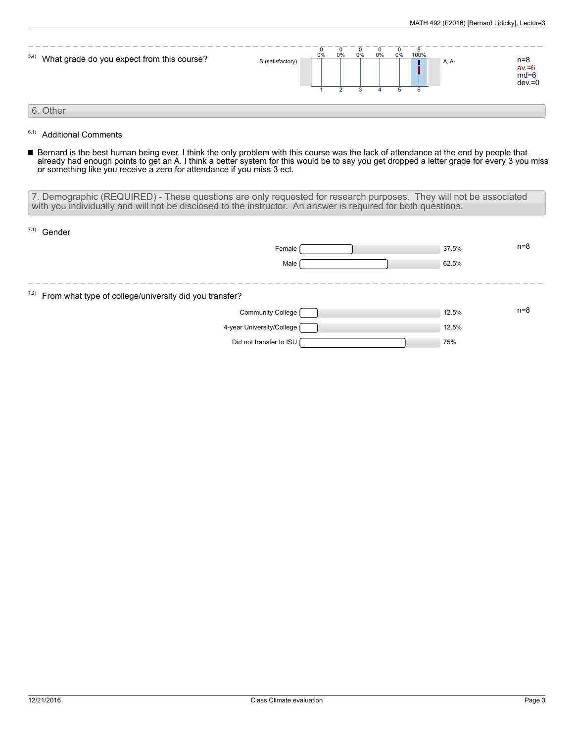5.4) What grade do you expect from this course?

S (satisfactory)

0
0%

0
0%

0
0%

0
0%

0
0%

8
100%

1 2 3 4 5 6

A, A-

n=8
av.=6
md=6
dev.=0

## 6. Other

6.1) Additional Comments

- Bernard is the best human being ever. I think the only problem with this course was the lack of attendance at the end by people that already had enough points to get an A. I think a better system for this would be to say you get dropped a letter grade for every 3 you miss or something like you receive a zero for attendance if you miss 3 ect.

## 7. Demographic (REQUIRED) - These questions are only requested for research purposes. They will not be associated with you individually and will not be disclosed to the instructor. An answer is required for both questions.

7.1) Gender

n=8

Female 37.5%

Male 62.5%

7.2) From what type of college/university did you transfer?

n=8

Community College 12.5%

4-year University/College 12.5%

Did not transfer to ISU 75%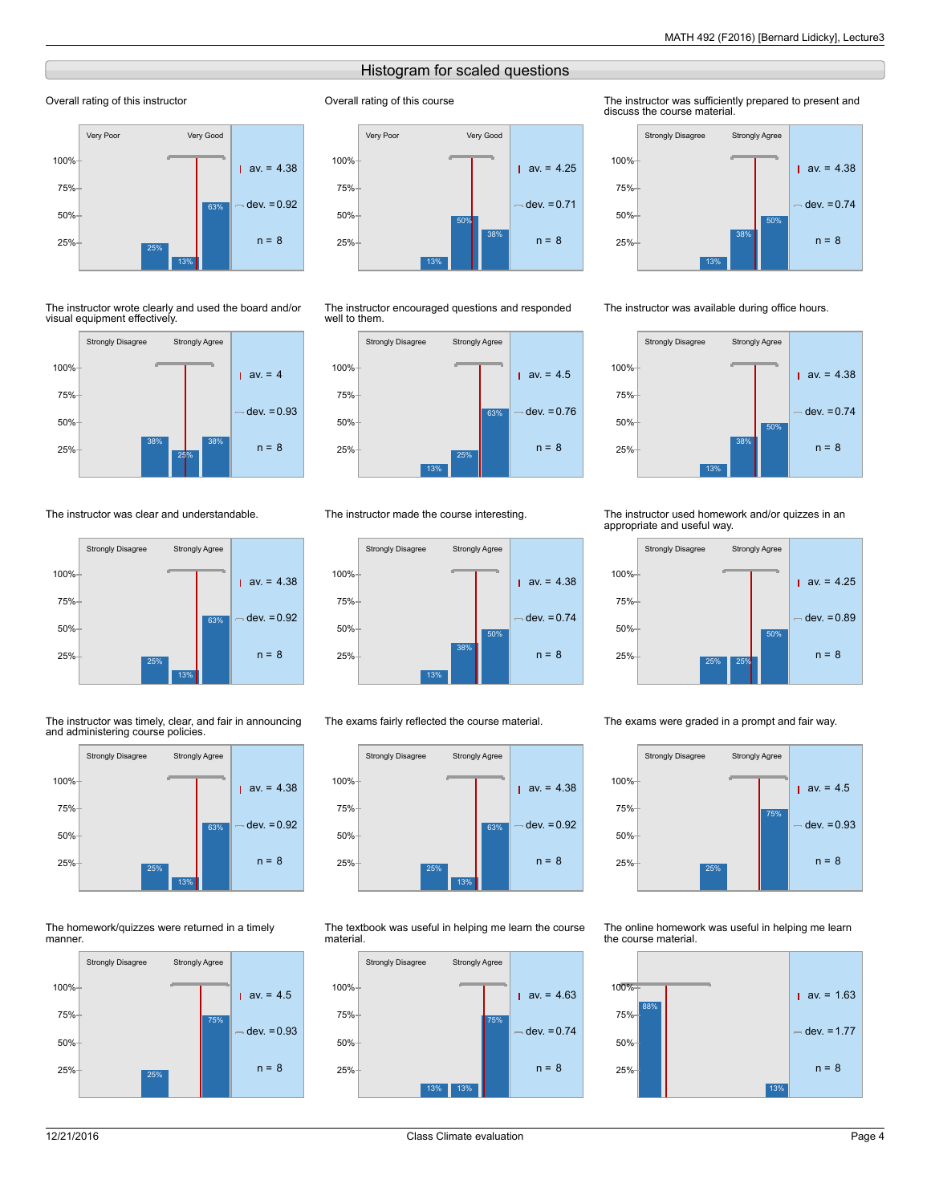## Histogram for scaled questions

### Overall rating of this instructor

Very Poor — Very Good

Bars: 25%, 13%, 63%

av. = 4.38
dev. = 0.92
n = 8

### Overall rating of this course

Very Poor — Very Good

Bars: 13%, 50%, 38%

av. = 4.25
dev. = 0.71
n = 8

### The instructor was sufficiently prepared to present and discuss the course material.

Strongly Disagree — Strongly Agree

Bars: 13%, 38%, 50%

av. = 4.38
dev. = 0.74
n = 8

### The instructor wrote clearly and used the board and/or visual equipment effectively.

Strongly Disagree — Strongly Agree

Bars: 38%, 25%, 38%

av. = 4
dev. = 0.93
n = 8

### The instructor encouraged questions and responded well to them.

Strongly Disagree — Strongly Agree

Bars: 13%, 25%, 63%

av. = 4.5
dev. = 0.76
n = 8

### The instructor was available during office hours.

Strongly Disagree — Strongly Agree

Bars: 13%, 38%, 50%

av. = 4.38
dev. = 0.74
n = 8

### The instructor was clear and understandable.

Strongly Disagree — Strongly Agree

Bars: 25%, 13%, 63%

av. = 4.38
dev. = 0.92
n = 8

### The instructor made the course interesting.

Strongly Disagree — Strongly Agree

Bars: 13%, 38%, 50%

av. = 4.38
dev. = 0.74
n = 8

### The instructor used homework and/or quizzes in an appropriate and useful way.

Strongly Disagree — Strongly Agree

Bars: 25%, 25%, 50%

av. = 4.25
dev. = 0.89
n = 8

### The instructor was timely, clear, and fair in announcing and administering course policies.

Strongly Disagree — Strongly Agree

Bars: 25%, 13%, 63%

av. = 4.38
dev. = 0.92
n = 8

### The exams fairly reflected the course material.

Strongly Disagree — Strongly Agree

Bars: 25%, 13%, 63%

av. = 4.38
dev. = 0.92
n = 8

### The exams were graded in a prompt and fair way.

Strongly Disagree — Strongly Agree

Bars: 25%, 75%

av. = 4.5
dev. = 0.93
n = 8

### The homework/quizzes were returned in a timely manner.

Strongly Disagree — Strongly Agree

Bars: 25%, 75%

av. = 4.5
dev. = 0.93
n = 8

### The textbook was useful in helping me learn the course material.

Strongly Disagree — Strongly Agree

Bars: 13%, 13%, 75%

av. = 4.63
dev. = 0.74
n = 8

### The online homework was useful in helping me learn the course material.

Bars: 88%, 13%

av. = 1.63
dev. = 1.77
n = 8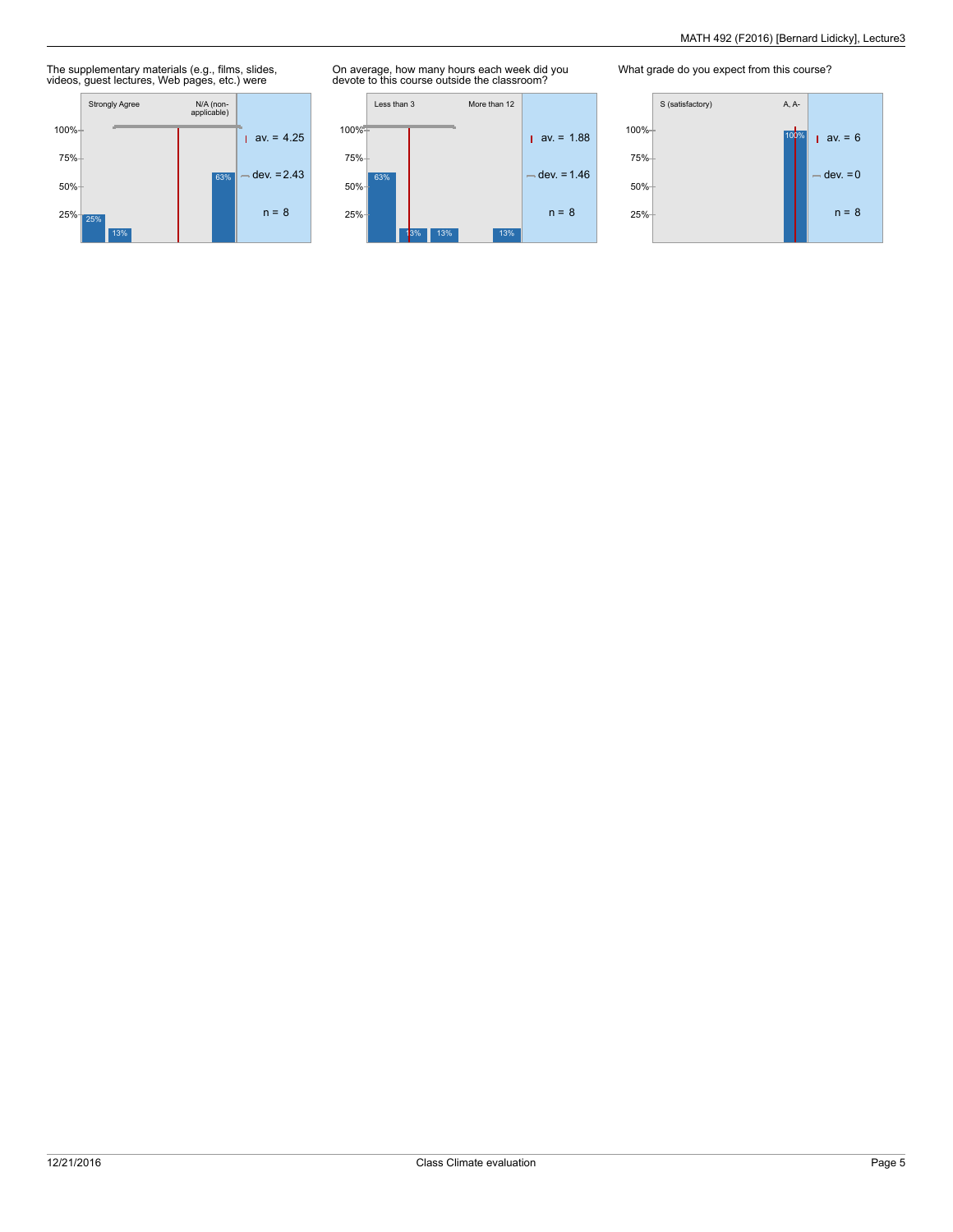The supplementary materials (e.g., films, slides, videos, guest lectures, Web pages, etc.) were

Strongly Agree — N/A (non-applicable)

100% / 75% / 50% / 25%

25% | 13% | 63%

av. = 4.25
dev. = 2.43
n = 8

On average, how many hours each week did you devote to this course outside the classroom?

Less than 3 — More than 12

100% / 75% / 50% / 25%

63% | 13% | 13% | 13%

av. = 1.88
dev. = 1.46
n = 8

What grade do you expect from this course?

S (satisfactory) — A, A-

100% / 75% / 50% / 25%

100%

av. = 6
dev. = 0
n = 8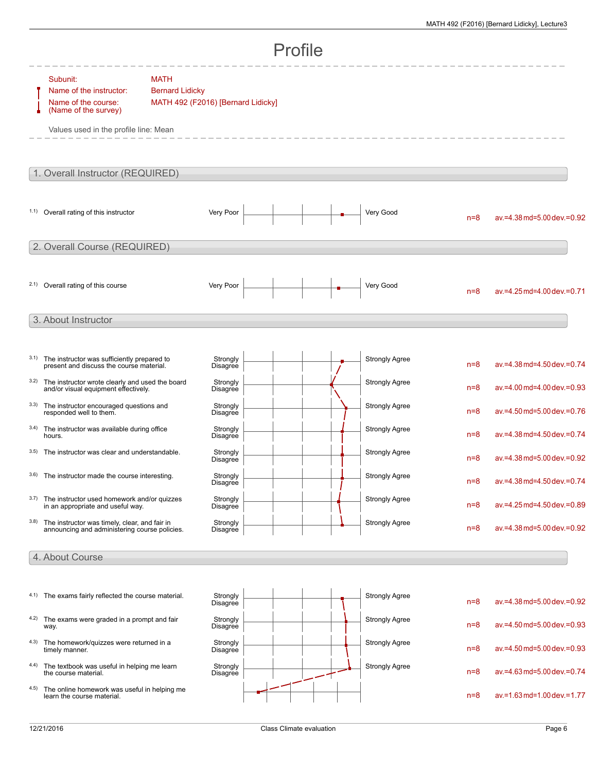# Profile

Subunit: MATH

Name of the instructor: Bernard Lidicky

Name of the course: (Name of the survey) MATH 492 (F2016) [Bernard Lidicky]

Values used in the profile line: Mean

## 1. Overall Instructor (REQUIRED)

1.1) Overall rating of this instructor — Very Poor / Very Good — n=8 av.=4.38 md=5.00 dev.=0.92

## 2. Overall Course (REQUIRED)

2.1) Overall rating of this course — Very Poor / Very Good — n=8 av.=4.25 md=4.00 dev.=0.71

## 3. About Instructor

3.1) The instructor was sufficiently prepared to present and discuss the course material. — Strongly Disagree / Strongly Agree — n=8 av.=4.38 md=4.50 dev.=0.74

3.2) The instructor wrote clearly and used the board and/or visual equipment effectively. — Strongly Disagree / Strongly Agree — n=8 av.=4.00 md=4.00 dev.=0.93

3.3) The instructor encouraged questions and responded well to them. — Strongly Disagree / Strongly Agree — n=8 av.=4.50 md=5.00 dev.=0.76

3.4) The instructor was available during office hours. — Strongly Disagree / Strongly Agree — n=8 av.=4.38 md=4.50 dev.=0.74

3.5) The instructor was clear and understandable. — Strongly Disagree / Strongly Agree — n=8 av.=4.38 md=5.00 dev.=0.92

3.6) The instructor made the course interesting. — Strongly Disagree / Strongly Agree — n=8 av.=4.38 md=4.50 dev.=0.74

3.7) The instructor used homework and/or quizzes in an appropriate and useful way. — Strongly Disagree / Strongly Agree — n=8 av.=4.25 md=4.50 dev.=0.89

3.8) The instructor was timely, clear, and fair in announcing and administering course policies. — Strongly Disagree / Strongly Agree — n=8 av.=4.38 md=5.00 dev.=0.92

## 4. About Course

4.1) The exams fairly reflected the course material. — Strongly Disagree / Strongly Agree — n=8 av.=4.38 md=5.00 dev.=0.92

4.2) The exams were graded in a prompt and fair way. — Strongly Disagree / Strongly Agree — n=8 av.=4.50 md=5.00 dev.=0.93

4.3) The homework/quizzes were returned in a timely manner. — Strongly Disagree / Strongly Agree — n=8 av.=4.50 md=5.00 dev.=0.93

4.4) The textbook was useful in helping me learn the course material. — Strongly Disagree / Strongly Agree — n=8 av.=4.63 md=5.00 dev.=0.74

4.5) The online homework was useful in helping me learn the course material. — n=8 av.=1.63 md=1.00 dev.=1.77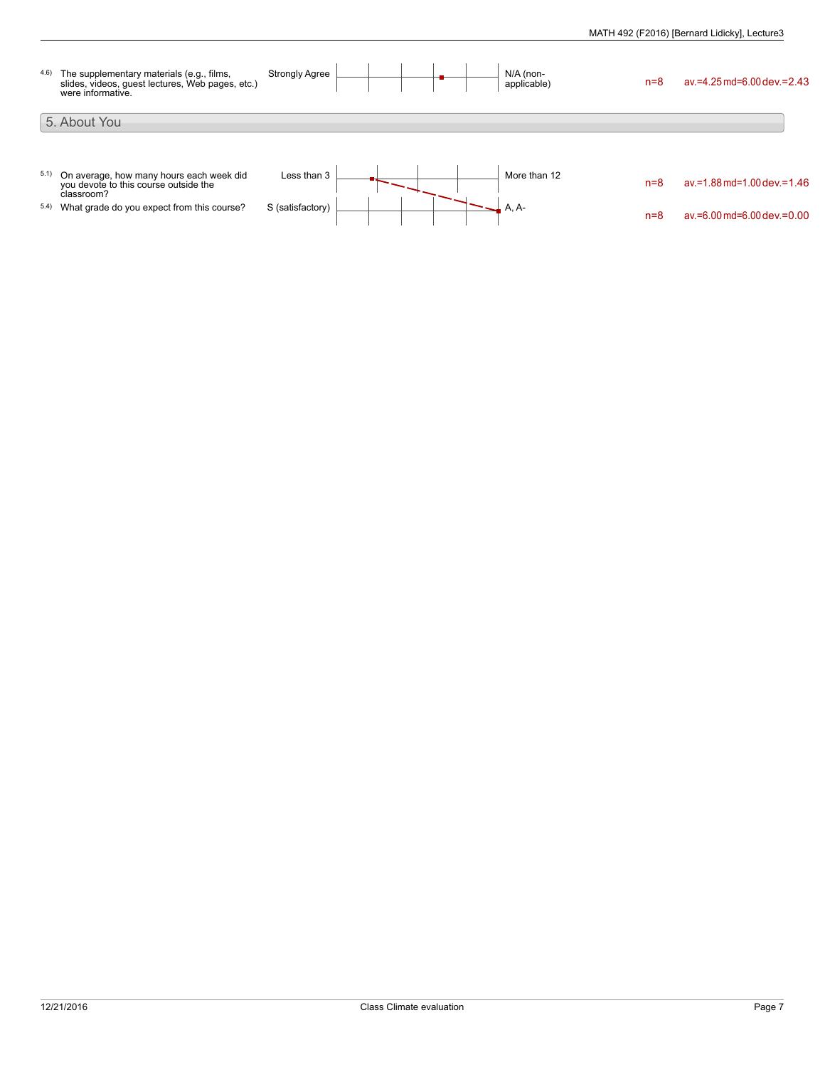4.6) The supplementary materials (e.g., films, slides, videos, guest lectures, Web pages, etc.) were informative.

Strongly Agree — N/A (non-applicable)

n=8 av.=4.25 md=6.00 dev.=2.43

## 5. About You

5.1) On average, how many hours each week did you devote to this course outside the classroom?

Less than 3 — More than 12

n=8 av.=1.88 md=1.00 dev.=1.46

5.4) What grade do you expect from this course?

S (satisfactory) — A, A-

n=8 av.=6.00 md=6.00 dev.=0.00